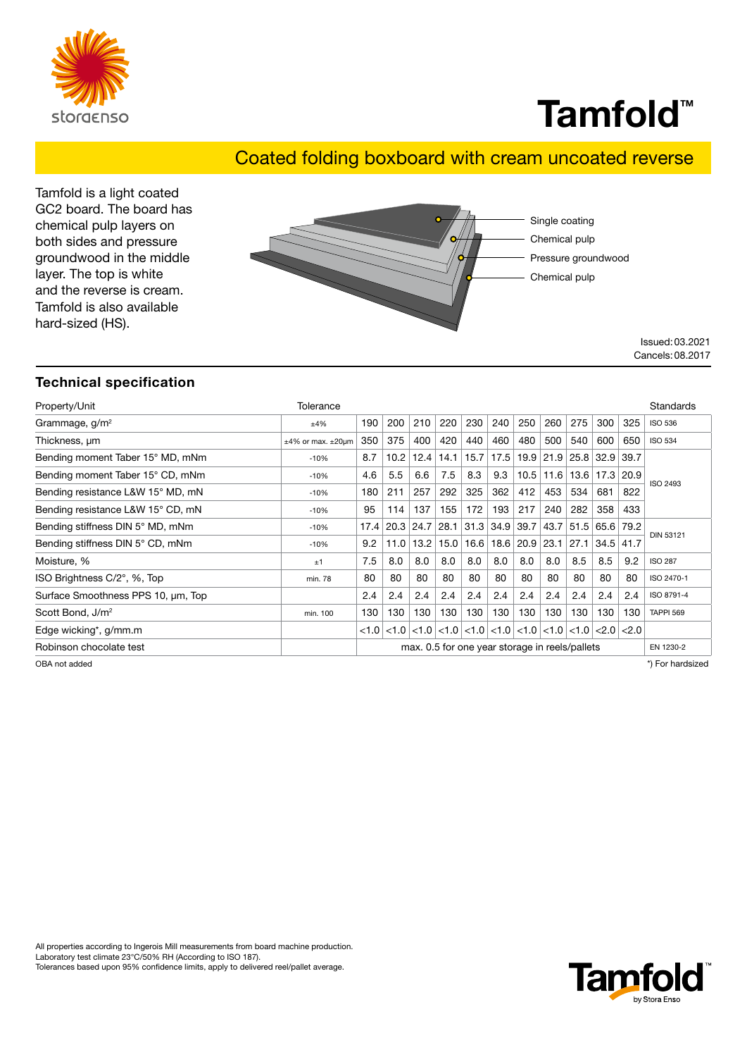# Tamfold™

## Coated folding boxboard with cream uncoated reverse

Tamfold is a light coated GC2 board. The board has chemical pulp layers on both sides and pressure groundwood in the middle layer. The top is white and the reverse is cream. Tamfold is also available hard-sized (HS).

- Single coating
- Chemical pulp
- Pressure groundwood
- Chemical pulp

Issued: 03.2021
Cancels: 08.2017

### Technical specification

| Property/Unit | Tolerance | | | | | | | | | | | | Standards |
|---|---|---|---|---|---|---|---|---|---|---|---|---|---|
| Grammage, g/m² | ±4% | 190 | 200 | 210 | 220 | 230 | 240 | 250 | 260 | 275 | 300 | 325 | ISO 536 |
| Thickness, µm | ±4% or max. ±20µm | 350 | 375 | 400 | 420 | 440 | 460 | 480 | 500 | 540 | 600 | 650 | ISO 534 |
| Bending moment Taber 15° MD, mNm | -10% | 8.7 | 10.2 | 12.4 | 14.1 | 15.7 | 17.5 | 19.9 | 21.9 | 25.8 | 32.9 | 39.7 | ISO 2493 |
| Bending moment Taber 15° CD, mNm | -10% | 4.6 | 5.5 | 6.6 | 7.5 | 8.3 | 9.3 | 10.5 | 11.6 | 13.6 | 17.3 | 20.9 | ISO 2493 |
| Bending resistance L&W 15° MD, mN | -10% | 180 | 211 | 257 | 292 | 325 | 362 | 412 | 453 | 534 | 681 | 822 | ISO 2493 |
| Bending resistance L&W 15° CD, mN | -10% | 95 | 114 | 137 | 155 | 172 | 193 | 217 | 240 | 282 | 358 | 433 | ISO 2493 |
| Bending stiffness DIN 5° MD, mNm | -10% | 17.4 | 20.3 | 24.7 | 28.1 | 31.3 | 34.9 | 39.7 | 43.7 | 51.5 | 65.6 | 79.2 | DIN 53121 |
| Bending stiffness DIN 5° CD, mNm | -10% | 9.2 | 11.0 | 13.2 | 15.0 | 16.6 | 18.6 | 20.9 | 23.1 | 27.1 | 34.5 | 41.7 | DIN 53121 |
| Moisture, % | ±1 | 7.5 | 8.0 | 8.0 | 8.0 | 8.0 | 8.0 | 8.0 | 8.0 | 8.5 | 8.5 | 9.2 | ISO 287 |
| ISO Brightness C/2°, %, Top | min. 78 | 80 | 80 | 80 | 80 | 80 | 80 | 80 | 80 | 80 | 80 | 80 | ISO 2470-1 |
| Surface Smoothness PPS 10, µm, Top | | 2.4 | 2.4 | 2.4 | 2.4 | 2.4 | 2.4 | 2.4 | 2.4 | 2.4 | 2.4 | 2.4 | ISO 8791-4 |
| Scott Bond, J/m² | min. 100 | 130 | 130 | 130 | 130 | 130 | 130 | 130 | 130 | 130 | 130 | 130 | TAPPI 569 |
| Edge wicking*, g/mm.m | | <1.0 | <1.0 | <1.0 | <1.0 | <1.0 | <1.0 | <1.0 | <1.0 | <1.0 | <2.0 | <2.0 | |
| Robinson chocolate test | | max. 0.5 for one year storage in reels/pallets | | | | | | | | | | | EN 1230-2 |

OBA not added

*) For hardsized

All properties according to Ingerois Mill measurements from board machine production.
Laboratory test climate 23°C/50% RH (According to ISO 187).
Tolerances based upon 95% confidence limits, apply to delivered reel/pallet average.

Tamfold™ by Stora Enso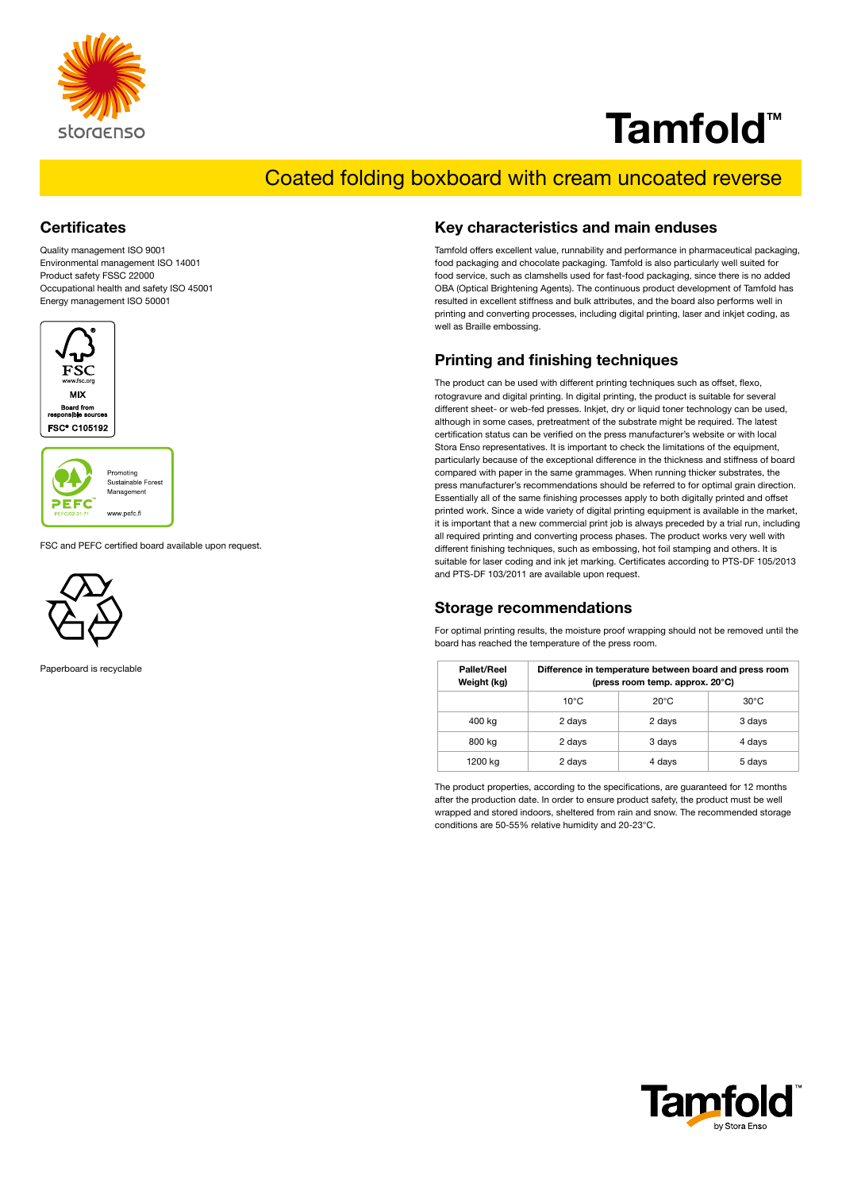# Tamfold™

## Coated folding boxboard with cream uncoated reverse

## Certificates

Quality management ISO 9001
Environmental management ISO 14001
Product safety FSSC 22000
Occupational health and safety ISO 45001
Energy management ISO 50001

FSC
www.fsc.org
MIX
Board from responsible sources
FSC® C105192

PEFC
PEFC/02-31-71
Promoting Sustainable Forest Management
www.pefc.fi

FSC and PEFC certified board available upon request.

Paperboard is recyclable

## Key characteristics and main enduses

Tamfold offers excellent value, runnability and performance in pharmaceutical packaging, food packaging and chocolate packaging. Tamfold is also particularly well suited for food service, such as clamshells used for fast-food packaging, since there is no added OBA (Optical Brightening Agents). The continuous product development of Tamfold has resulted in excellent stiffness and bulk attributes, and the board also performs well in printing and converting processes, including digital printing, laser and inkjet coding, as well as Braille embossing.

## Printing and finishing techniques

The product can be used with different printing techniques such as offset, flexo, rotogravure and digital printing. In digital printing, the product is suitable for several different sheet- or web-fed presses. Inkjet, dry or liquid toner technology can be used, although in some cases, pretreatment of the substrate might be required. The latest certification status can be verified on the press manufacturer's website or with local Stora Enso representatives. It is important to check the limitations of the equipment, particularly because of the exceptional difference in the thickness and stiffness of board compared with paper in the same grammages. When running thicker substrates, the press manufacturer's recommendations should be referred to for optimal grain direction. Essentially all of the same finishing processes apply to both digitally printed and offset printed work. Since a wide variety of digital printing equipment is available in the market, it is important that a new commercial print job is always preceded by a trial run, including all required printing and converting process phases. The product works very well with different finishing techniques, such as embossing, hot foil stamping and others. It is suitable for laser coding and ink jet marking. Certificates according to PTS-DF 105/2013 and PTS-DF 103/2011 are available upon request.

## Storage recommendations

For optimal printing results, the moisture proof wrapping should not be removed until the board has reached the temperature of the press room.

| Pallet/Reel Weight (kg) | Difference in temperature between board and press room (press room temp. approx. 20°C) | | |
|---|---|---|---|
| | 10°C | 20°C | 30°C |
| 400 kg | 2 days | 2 days | 3 days |
| 800 kg | 2 days | 3 days | 4 days |
| 1200 kg | 2 days | 4 days | 5 days |

The product properties, according to the specifications, are guaranteed for 12 months after the production date. In order to ensure product safety, the product must be well wrapped and stored indoors, sheltered from rain and snow. The recommended storage conditions are 50-55% relative humidity and 20-23°C.

Tamfold™ by Stora Enso